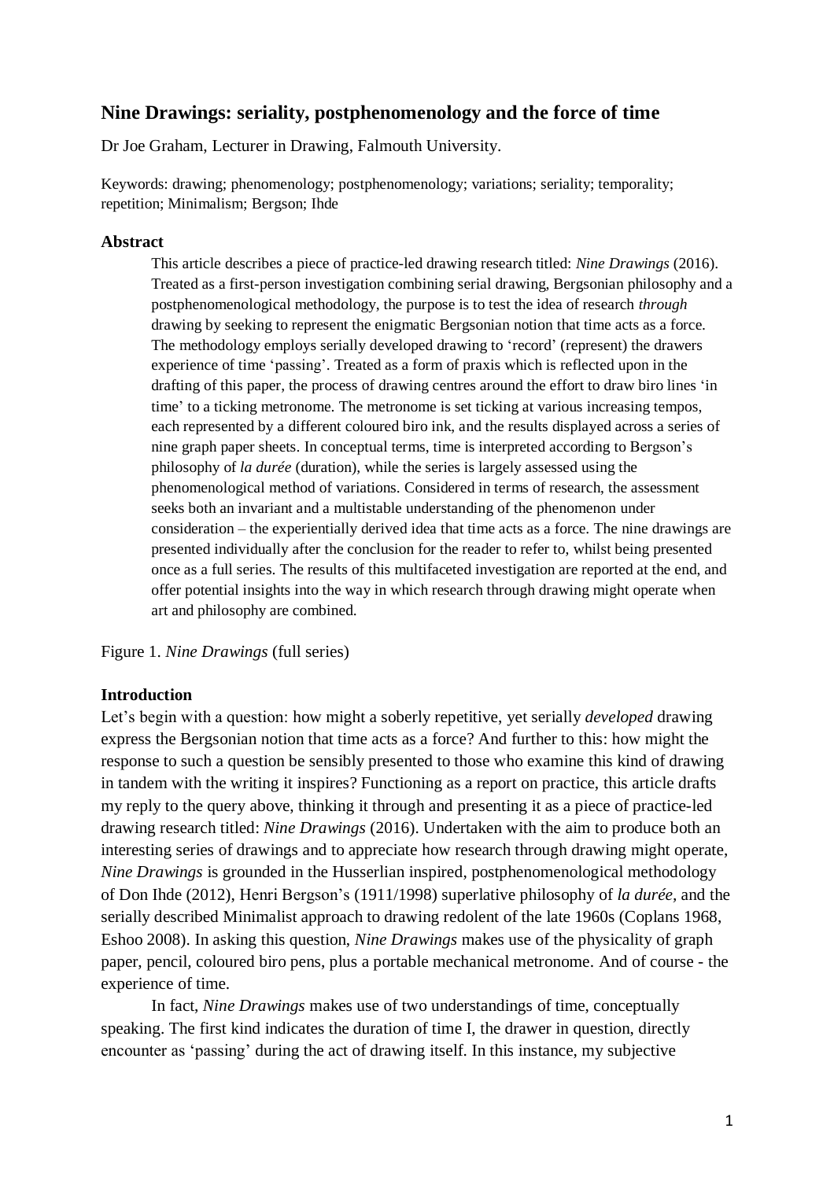# Nine Drawings: seriality, postphenomenology and the force of time

Dr Joe Graham, Lecturer in Drawing, Falmouth University.

Keywords: drawing; phenomenology; postphenomenology; variations; seriality; temporality; repetition; Minimalism; Bergson; Ihde

## Abstract

This article describes a piece of practice-led drawing research titled: *Nine Drawings* (2016). Treated as a first-person investigation combining serial drawing, Bergsonian philosophy and a postphenomenological methodology, the purpose is to test the idea of research *through* drawing by seeking to represent the enigmatic Bergsonian notion that time acts as a force. The methodology employs serially developed drawing to 'record' (represent) the drawers experience of time 'passing'. Treated as a form of praxis which is reflected upon in the drafting of this paper, the process of drawing centres around the effort to draw biro lines 'in time' to a ticking metronome. The metronome is set ticking at various increasing tempos, each represented by a different coloured biro ink, and the results displayed across a series of nine graph paper sheets. In conceptual terms, time is interpreted according to Bergson's philosophy of *la durée* (duration), while the series is largely assessed using the phenomenological method of variations. Considered in terms of research, the assessment seeks both an invariant and a multistable understanding of the phenomenon under consideration – the experientially derived idea that time acts as a force. The nine drawings are presented individually after the conclusion for the reader to refer to, whilst being presented once as a full series. The results of this multifaceted investigation are reported at the end, and offer potential insights into the way in which research through drawing might operate when art and philosophy are combined.

Figure 1. *Nine Drawings* (full series)

## Introduction

Let's begin with a question: how might a soberly repetitive, yet serially *developed* drawing express the Bergsonian notion that time acts as a force? And further to this: how might the response to such a question be sensibly presented to those who examine this kind of drawing in tandem with the writing it inspires? Functioning as a report on practice, this article drafts my reply to the query above, thinking it through and presenting it as a piece of practice-led drawing research titled: *Nine Drawings* (2016). Undertaken with the aim to produce both an interesting series of drawings and to appreciate how research through drawing might operate, *Nine Drawings* is grounded in the Husserlian inspired, postphenomenological methodology of Don Ihde (2012), Henri Bergson's (1911/1998) superlative philosophy of *la durée*, and the serially described Minimalist approach to drawing redolent of the late 1960s (Coplans 1968, Eshoo 2008). In asking this question, *Nine Drawings* makes use of the physicality of graph paper, pencil, coloured biro pens, plus a portable mechanical metronome. And of course - the experience of time.

In fact, *Nine Drawings* makes use of two understandings of time, conceptually speaking. The first kind indicates the duration of time I, the drawer in question, directly encounter as 'passing' during the act of drawing itself. In this instance, my subjective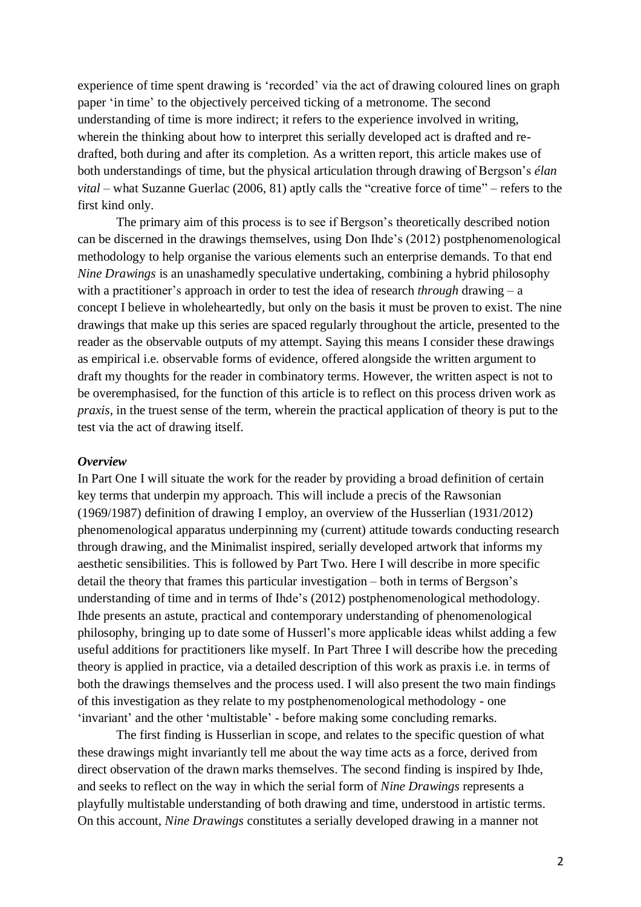experience of time spent drawing is 'recorded' via the act of drawing coloured lines on graph paper 'in time' to the objectively perceived ticking of a metronome. The second understanding of time is more indirect; it refers to the experience involved in writing, wherein the thinking about how to interpret this serially developed act is drafted and re-drafted, both during and after its completion. As a written report, this article makes use of both understandings of time, but the physical articulation through drawing of Bergson's *élan vital* – what Suzanne Guerlac (2006, 81) aptly calls the "creative force of time" – refers to the first kind only.

The primary aim of this process is to see if Bergson's theoretically described notion can be discerned in the drawings themselves, using Don Ihde's (2012) postphenomenological methodology to help organise the various elements such an enterprise demands. To that end *Nine Drawings* is an unashamedly speculative undertaking, combining a hybrid philosophy with a practitioner's approach in order to test the idea of research *through* drawing – a concept I believe in wholeheartedly, but only on the basis it must be proven to exist. The nine drawings that make up this series are spaced regularly throughout the article, presented to the reader as the observable outputs of my attempt. Saying this means I consider these drawings as empirical i.e. observable forms of evidence, offered alongside the written argument to draft my thoughts for the reader in combinatory terms. However, the written aspect is not to be overemphasised, for the function of this article is to reflect on this process driven work as *praxis*, in the truest sense of the term, wherein the practical application of theory is put to the test via the act of drawing itself.

### *Overview*

In Part One I will situate the work for the reader by providing a broad definition of certain key terms that underpin my approach. This will include a precis of the Rawsonian (1969/1987) definition of drawing I employ, an overview of the Husserlian (1931/2012) phenomenological apparatus underpinning my (current) attitude towards conducting research through drawing, and the Minimalist inspired, serially developed artwork that informs my aesthetic sensibilities. This is followed by Part Two. Here I will describe in more specific detail the theory that frames this particular investigation – both in terms of Bergson's understanding of time and in terms of Ihde's (2012) postphenomenological methodology. Ihde presents an astute, practical and contemporary understanding of phenomenological philosophy, bringing up to date some of Husserl's more applicable ideas whilst adding a few useful additions for practitioners like myself. In Part Three I will describe how the preceding theory is applied in practice, via a detailed description of this work as praxis i.e. in terms of both the drawings themselves and the process used. I will also present the two main findings of this investigation as they relate to my postphenomenological methodology - one 'invariant' and the other 'multistable' - before making some concluding remarks.

The first finding is Husserlian in scope, and relates to the specific question of what these drawings might invariantly tell me about the way time acts as a force, derived from direct observation of the drawn marks themselves. The second finding is inspired by Ihde, and seeks to reflect on the way in which the serial form of *Nine Drawings* represents a playfully multistable understanding of both drawing and time, understood in artistic terms. On this account, *Nine Drawings* constitutes a serially developed drawing in a manner not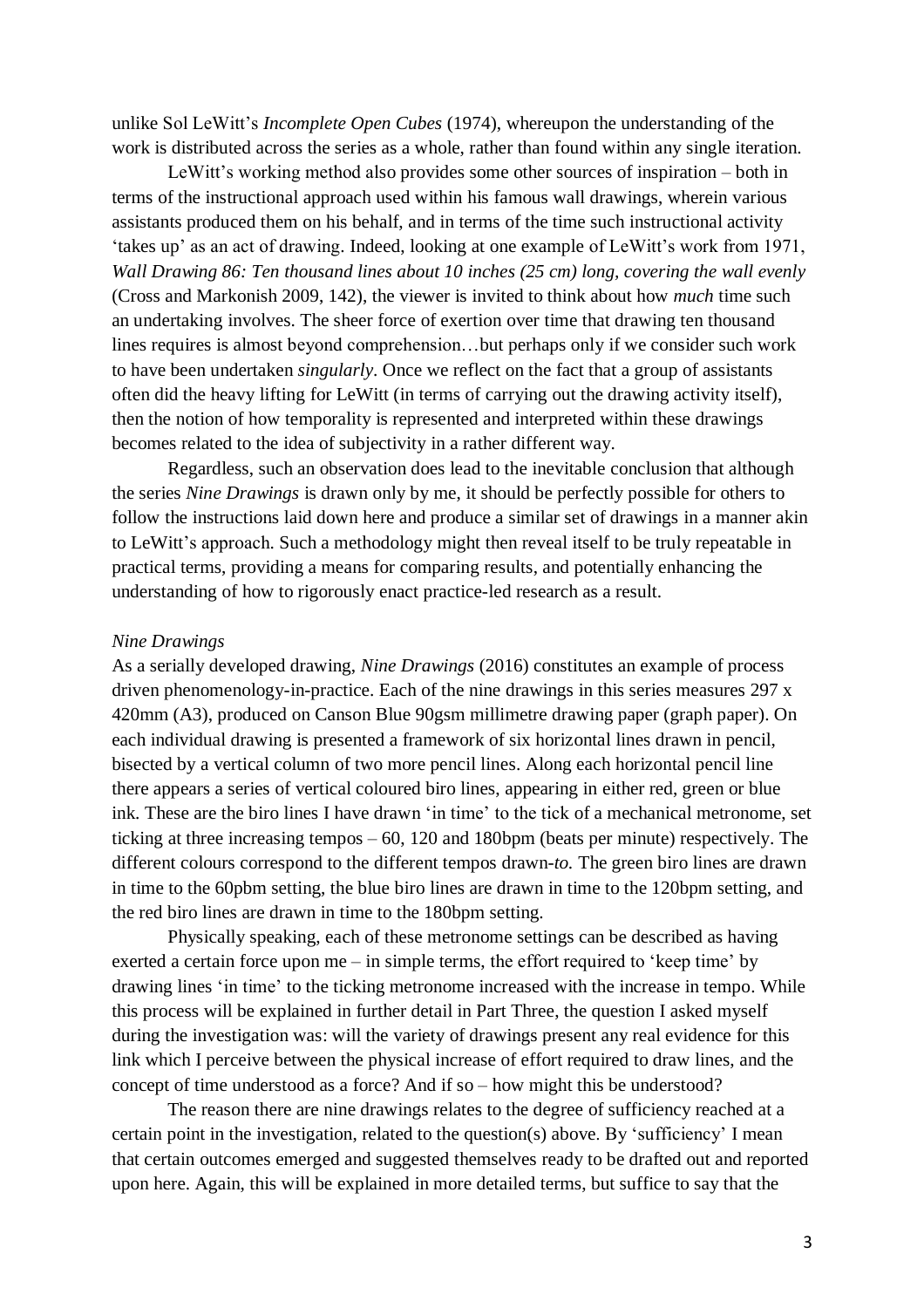unlike Sol LeWitt's *Incomplete Open Cubes* (1974), whereupon the understanding of the work is distributed across the series as a whole, rather than found within any single iteration.

LeWitt's working method also provides some other sources of inspiration – both in terms of the instructional approach used within his famous wall drawings, wherein various assistants produced them on his behalf, and in terms of the time such instructional activity 'takes up' as an act of drawing. Indeed, looking at one example of LeWitt's work from 1971, *Wall Drawing 86: Ten thousand lines about 10 inches (25 cm) long, covering the wall evenly* (Cross and Markonish 2009, 142), the viewer is invited to think about how *much* time such an undertaking involves. The sheer force of exertion over time that drawing ten thousand lines requires is almost beyond comprehension…but perhaps only if we consider such work to have been undertaken *singularly*. Once we reflect on the fact that a group of assistants often did the heavy lifting for LeWitt (in terms of carrying out the drawing activity itself), then the notion of how temporality is represented and interpreted within these drawings becomes related to the idea of subjectivity in a rather different way.

Regardless, such an observation does lead to the inevitable conclusion that although the series *Nine Drawings* is drawn only by me, it should be perfectly possible for others to follow the instructions laid down here and produce a similar set of drawings in a manner akin to LeWitt's approach. Such a methodology might then reveal itself to be truly repeatable in practical terms, providing a means for comparing results, and potentially enhancing the understanding of how to rigorously enact practice-led research as a result.

*Nine Drawings*

As a serially developed drawing, *Nine Drawings* (2016) constitutes an example of process driven phenomenology-in-practice. Each of the nine drawings in this series measures 297 x 420mm (A3), produced on Canson Blue 90gsm millimetre drawing paper (graph paper). On each individual drawing is presented a framework of six horizontal lines drawn in pencil, bisected by a vertical column of two more pencil lines. Along each horizontal pencil line there appears a series of vertical coloured biro lines, appearing in either red, green or blue ink. These are the biro lines I have drawn 'in time' to the tick of a mechanical metronome, set ticking at three increasing tempos – 60, 120 and 180bpm (beats per minute) respectively. The different colours correspond to the different tempos drawn-*to.* The green biro lines are drawn in time to the 60pbm setting, the blue biro lines are drawn in time to the 120bpm setting, and the red biro lines are drawn in time to the 180bpm setting.

Physically speaking, each of these metronome settings can be described as having exerted a certain force upon me – in simple terms, the effort required to 'keep time' by drawing lines 'in time' to the ticking metronome increased with the increase in tempo. While this process will be explained in further detail in Part Three, the question I asked myself during the investigation was: will the variety of drawings present any real evidence for this link which I perceive between the physical increase of effort required to draw lines, and the concept of time understood as a force? And if so – how might this be understood?

The reason there are nine drawings relates to the degree of sufficiency reached at a certain point in the investigation, related to the question(s) above. By 'sufficiency' I mean that certain outcomes emerged and suggested themselves ready to be drafted out and reported upon here. Again, this will be explained in more detailed terms, but suffice to say that the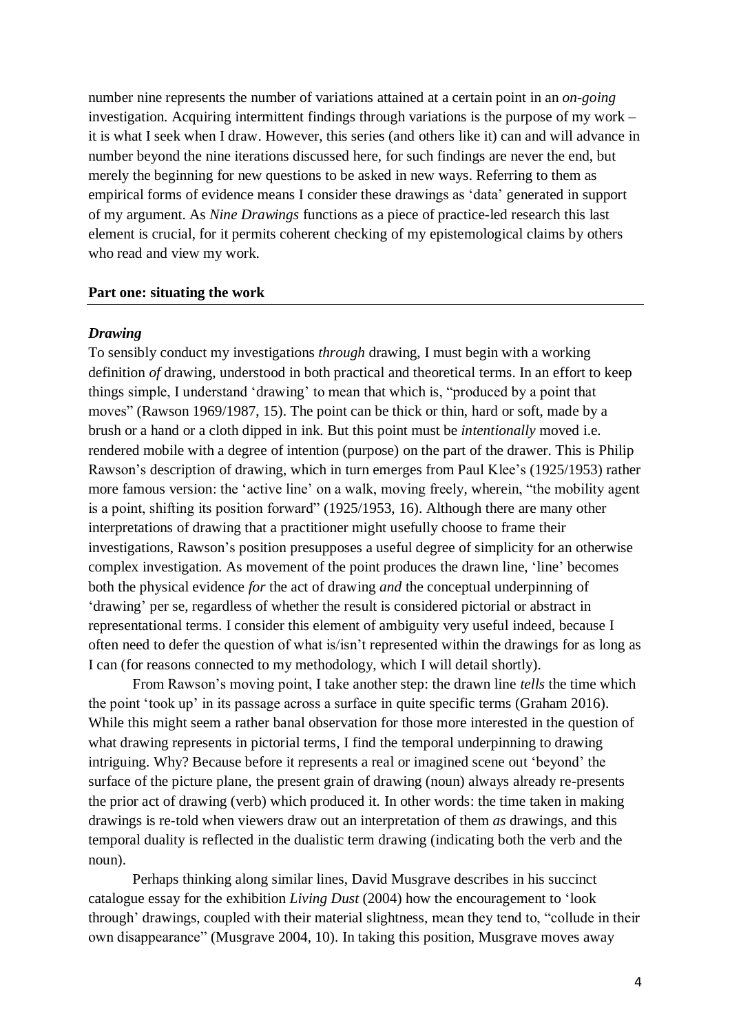number nine represents the number of variations attained at a certain point in an *on-going* investigation. Acquiring intermittent findings through variations is the purpose of my work – it is what I seek when I draw. However, this series (and others like it) can and will advance in number beyond the nine iterations discussed here, for such findings are never the end, but merely the beginning for new questions to be asked in new ways. Referring to them as empirical forms of evidence means I consider these drawings as 'data' generated in support of my argument. As *Nine Drawings* functions as a piece of practice-led research this last element is crucial, for it permits coherent checking of my epistemological claims by others who read and view my work.

## Part one: situating the work

### *Drawing*

To sensibly conduct my investigations *through* drawing, I must begin with a working definition *of* drawing, understood in both practical and theoretical terms. In an effort to keep things simple, I understand 'drawing' to mean that which is, "produced by a point that moves" (Rawson 1969/1987, 15). The point can be thick or thin, hard or soft, made by a brush or a hand or a cloth dipped in ink. But this point must be *intentionally* moved i.e. rendered mobile with a degree of intention (purpose) on the part of the drawer. This is Philip Rawson's description of drawing, which in turn emerges from Paul Klee's (1925/1953) rather more famous version: the 'active line' on a walk, moving freely, wherein, "the mobility agent is a point, shifting its position forward" (1925/1953, 16). Although there are many other interpretations of drawing that a practitioner might usefully choose to frame their investigations, Rawson's position presupposes a useful degree of simplicity for an otherwise complex investigation. As movement of the point produces the drawn line, 'line' becomes both the physical evidence *for* the act of drawing *and* the conceptual underpinning of 'drawing' per se, regardless of whether the result is considered pictorial or abstract in representational terms. I consider this element of ambiguity very useful indeed, because I often need to defer the question of what is/isn't represented within the drawings for as long as I can (for reasons connected to my methodology, which I will detail shortly).

From Rawson's moving point, I take another step: the drawn line *tells* the time which the point 'took up' in its passage across a surface in quite specific terms (Graham 2016). While this might seem a rather banal observation for those more interested in the question of what drawing represents in pictorial terms, I find the temporal underpinning to drawing intriguing. Why? Because before it represents a real or imagined scene out 'beyond' the surface of the picture plane, the present grain of drawing (noun) always already re-presents the prior act of drawing (verb) which produced it. In other words: the time taken in making drawings is re-told when viewers draw out an interpretation of them *as* drawings, and this temporal duality is reflected in the dualistic term drawing (indicating both the verb and the noun).

Perhaps thinking along similar lines, David Musgrave describes in his succinct catalogue essay for the exhibition *Living Dust* (2004) how the encouragement to 'look through' drawings, coupled with their material slightness, mean they tend to, "collude in their own disappearance" (Musgrave 2004, 10). In taking this position, Musgrave moves away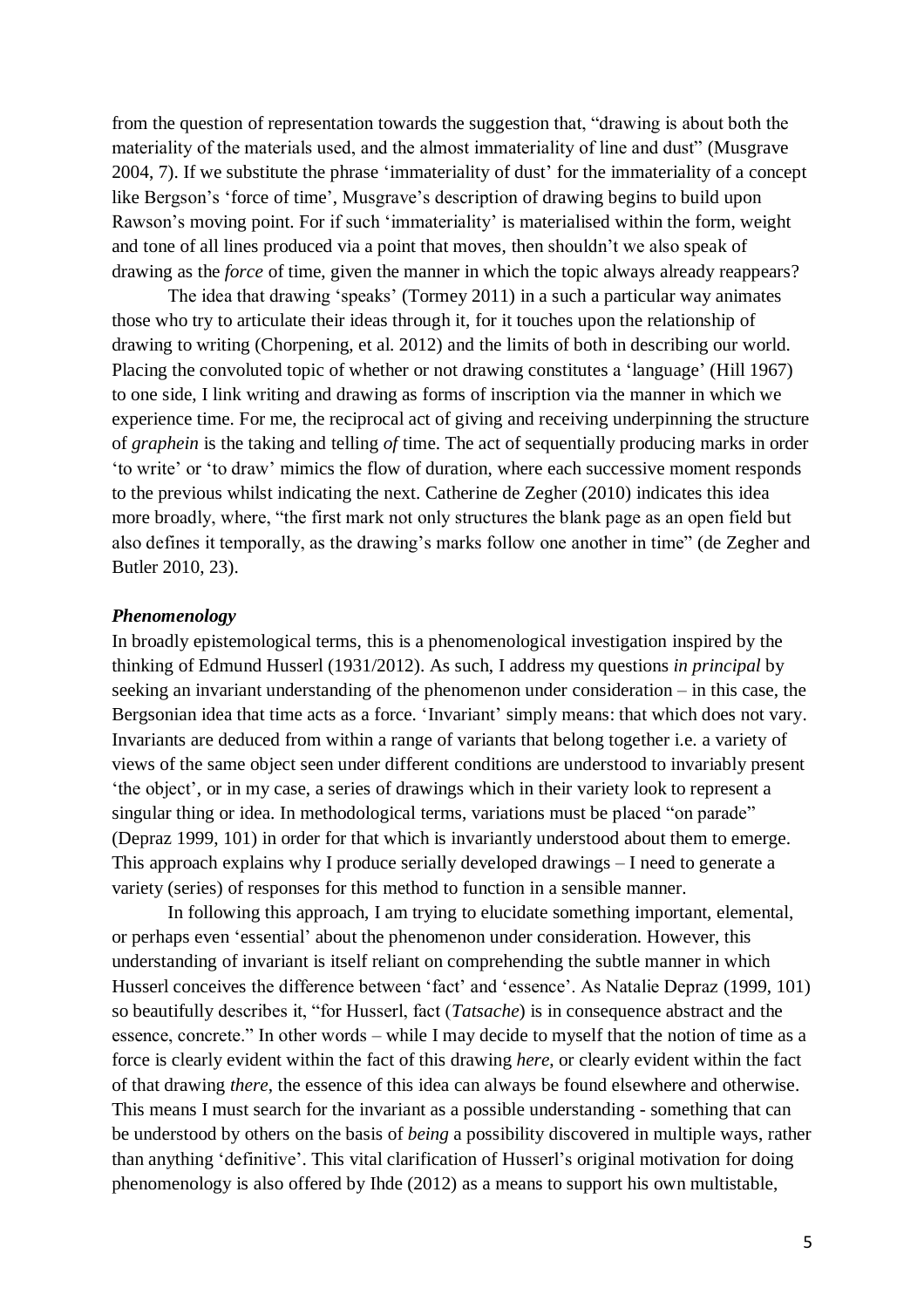from the question of representation towards the suggestion that, "drawing is about both the materiality of the materials used, and the almost immateriality of line and dust" (Musgrave 2004, 7). If we substitute the phrase 'immateriality of dust' for the immateriality of a concept like Bergson's 'force of time', Musgrave's description of drawing begins to build upon Rawson's moving point. For if such 'immateriality' is materialised within the form, weight and tone of all lines produced via a point that moves, then shouldn't we also speak of drawing as the *force* of time, given the manner in which the topic always already reappears?

The idea that drawing 'speaks' (Tormey 2011) in a such a particular way animates those who try to articulate their ideas through it, for it touches upon the relationship of drawing to writing (Chorpening, et al. 2012) and the limits of both in describing our world. Placing the convoluted topic of whether or not drawing constitutes a 'language' (Hill 1967) to one side, I link writing and drawing as forms of inscription via the manner in which we experience time. For me, the reciprocal act of giving and receiving underpinning the structure of *graphein* is the taking and telling *of* time. The act of sequentially producing marks in order 'to write' or 'to draw' mimics the flow of duration, where each successive moment responds to the previous whilst indicating the next. Catherine de Zegher (2010) indicates this idea more broadly, where, "the first mark not only structures the blank page as an open field but also defines it temporally, as the drawing's marks follow one another in time" (de Zegher and Butler 2010, 23).

### *Phenomenology*

In broadly epistemological terms, this is a phenomenological investigation inspired by the thinking of Edmund Husserl (1931/2012). As such, I address my questions *in principal* by seeking an invariant understanding of the phenomenon under consideration – in this case, the Bergsonian idea that time acts as a force. 'Invariant' simply means: that which does not vary. Invariants are deduced from within a range of variants that belong together i.e. a variety of views of the same object seen under different conditions are understood to invariably present 'the object', or in my case, a series of drawings which in their variety look to represent a singular thing or idea. In methodological terms, variations must be placed "on parade" (Depraz 1999, 101) in order for that which is invariantly understood about them to emerge. This approach explains why I produce serially developed drawings – I need to generate a variety (series) of responses for this method to function in a sensible manner.

In following this approach, I am trying to elucidate something important, elemental, or perhaps even 'essential' about the phenomenon under consideration. However, this understanding of invariant is itself reliant on comprehending the subtle manner in which Husserl conceives the difference between 'fact' and 'essence'. As Natalie Depraz (1999, 101) so beautifully describes it, "for Husserl, fact (*Tatsache*) is in consequence abstract and the essence, concrete." In other words – while I may decide to myself that the notion of time as a force is clearly evident within the fact of this drawing *here*, or clearly evident within the fact of that drawing *there*, the essence of this idea can always be found elsewhere and otherwise. This means I must search for the invariant as a possible understanding - something that can be understood by others on the basis of *being* a possibility discovered in multiple ways, rather than anything 'definitive'. This vital clarification of Husserl's original motivation for doing phenomenology is also offered by Ihde (2012) as a means to support his own multistable,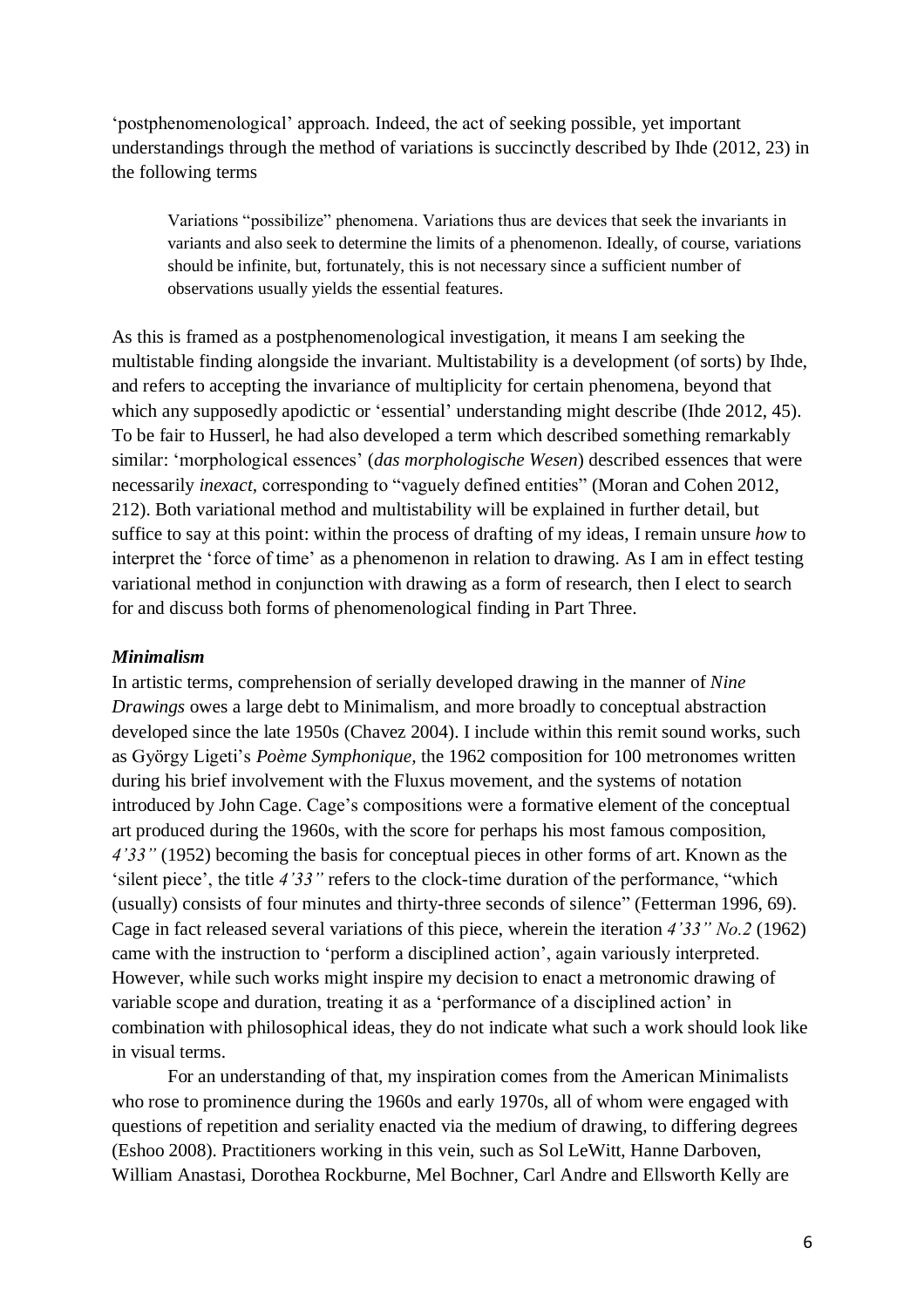'postphenomenological' approach. Indeed, the act of seeking possible, yet important understandings through the method of variations is succinctly described by Ihde (2012, 23) in the following terms

> Variations "possibilize" phenomena. Variations thus are devices that seek the invariants in variants and also seek to determine the limits of a phenomenon. Ideally, of course, variations should be infinite, but, fortunately, this is not necessary since a sufficient number of observations usually yields the essential features.

As this is framed as a postphenomenological investigation, it means I am seeking the multistable finding alongside the invariant. Multistability is a development (of sorts) by Ihde, and refers to accepting the invariance of multiplicity for certain phenomena, beyond that which any supposedly apodictic or 'essential' understanding might describe (Ihde 2012, 45). To be fair to Husserl, he had also developed a term which described something remarkably similar: 'morphological essences' (*das morphologische Wesen*) described essences that were necessarily *inexact*, corresponding to "vaguely defined entities" (Moran and Cohen 2012, 212). Both variational method and multistability will be explained in further detail, but suffice to say at this point: within the process of drafting of my ideas, I remain unsure *how* to interpret the 'force of time' as a phenomenon in relation to drawing. As I am in effect testing variational method in conjunction with drawing as a form of research, then I elect to search for and discuss both forms of phenomenological finding in Part Three.

### *Minimalism*

In artistic terms, comprehension of serially developed drawing in the manner of *Nine Drawings* owes a large debt to Minimalism, and more broadly to conceptual abstraction developed since the late 1950s (Chavez 2004). I include within this remit sound works, such as György Ligeti's *Poème Symphonique*, the 1962 composition for 100 metronomes written during his brief involvement with the Fluxus movement, and the systems of notation introduced by John Cage. Cage's compositions were a formative element of the conceptual art produced during the 1960s, with the score for perhaps his most famous composition, *4'33"* (1952) becoming the basis for conceptual pieces in other forms of art. Known as the 'silent piece', the title *4'33"* refers to the clock-time duration of the performance, "which (usually) consists of four minutes and thirty-three seconds of silence" (Fetterman 1996, 69). Cage in fact released several variations of this piece, wherein the iteration *4'33" No.2* (1962) came with the instruction to 'perform a disciplined action', again variously interpreted. However, while such works might inspire my decision to enact a metronomic drawing of variable scope and duration, treating it as a 'performance of a disciplined action' in combination with philosophical ideas, they do not indicate what such a work should look like in visual terms.

For an understanding of that, my inspiration comes from the American Minimalists who rose to prominence during the 1960s and early 1970s, all of whom were engaged with questions of repetition and seriality enacted via the medium of drawing, to differing degrees (Eshoo 2008). Practitioners working in this vein, such as Sol LeWitt, Hanne Darboven, William Anastasi, Dorothea Rockburne, Mel Bochner, Carl Andre and Ellsworth Kelly are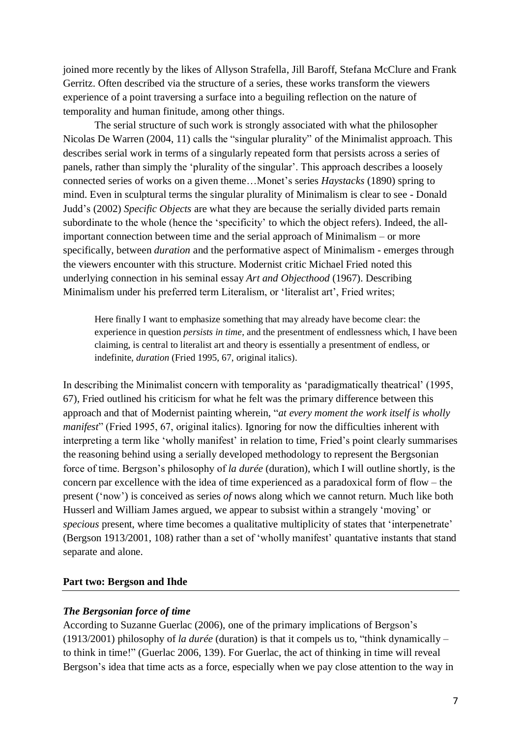joined more recently by the likes of Allyson Strafella, Jill Baroff, Stefana McClure and Frank Gerritz. Often described via the structure of a series, these works transform the viewers experience of a point traversing a surface into a beguiling reflection on the nature of temporality and human finitude, among other things.

The serial structure of such work is strongly associated with what the philosopher Nicolas De Warren (2004, 11) calls the "singular plurality" of the Minimalist approach. This describes serial work in terms of a singularly repeated form that persists across a series of panels, rather than simply the 'plurality of the singular'. This approach describes a loosely connected series of works on a given theme…Monet's series *Haystacks* (1890) spring to mind. Even in sculptural terms the singular plurality of Minimalism is clear to see - Donald Judd's (2002) *Specific Objects* are what they are because the serially divided parts remain subordinate to the whole (hence the 'specificity' to which the object refers). Indeed, the all-important connection between time and the serial approach of Minimalism – or more specifically, between *duration* and the performative aspect of Minimalism - emerges through the viewers encounter with this structure. Modernist critic Michael Fried noted this underlying connection in his seminal essay *Art and Objecthood* (1967). Describing Minimalism under his preferred term Literalism, or 'literalist art', Fried writes;

> Here finally I want to emphasize something that may already have become clear: the experience in question *persists in time*, and the presentment of endlessness which, I have been claiming, is central to literalist art and theory is essentially a presentment of endless, or indefinite, *duration* (Fried 1995, 67, original italics).

In describing the Minimalist concern with temporality as 'paradigmatically theatrical' (1995, 67), Fried outlined his criticism for what he felt was the primary difference between this approach and that of Modernist painting wherein, "*at every moment the work itself is wholly manifest*" (Fried 1995, 67, original italics). Ignoring for now the difficulties inherent with interpreting a term like 'wholly manifest' in relation to time, Fried's point clearly summarises the reasoning behind using a serially developed methodology to represent the Bergsonian force of time. Bergson's philosophy of *la durée* (duration), which I will outline shortly, is the concern par excellence with the idea of time experienced as a paradoxical form of flow – the present ('now') is conceived as series *of* nows along which we cannot return. Much like both Husserl and William James argued, we appear to subsist within a strangely 'moving' or *specious* present, where time becomes a qualitative multiplicity of states that 'interpenetrate' (Bergson 1913/2001, 108) rather than a set of 'wholly manifest' quantative instants that stand separate and alone.

## Part two: Bergson and Ihde

### *The Bergsonian force of time*

According to Suzanne Guerlac (2006), one of the primary implications of Bergson's (1913/2001) philosophy of *la durée* (duration) is that it compels us to, "think dynamically – to think in time!" (Guerlac 2006, 139). For Guerlac, the act of thinking in time will reveal Bergson's idea that time acts as a force, especially when we pay close attention to the way in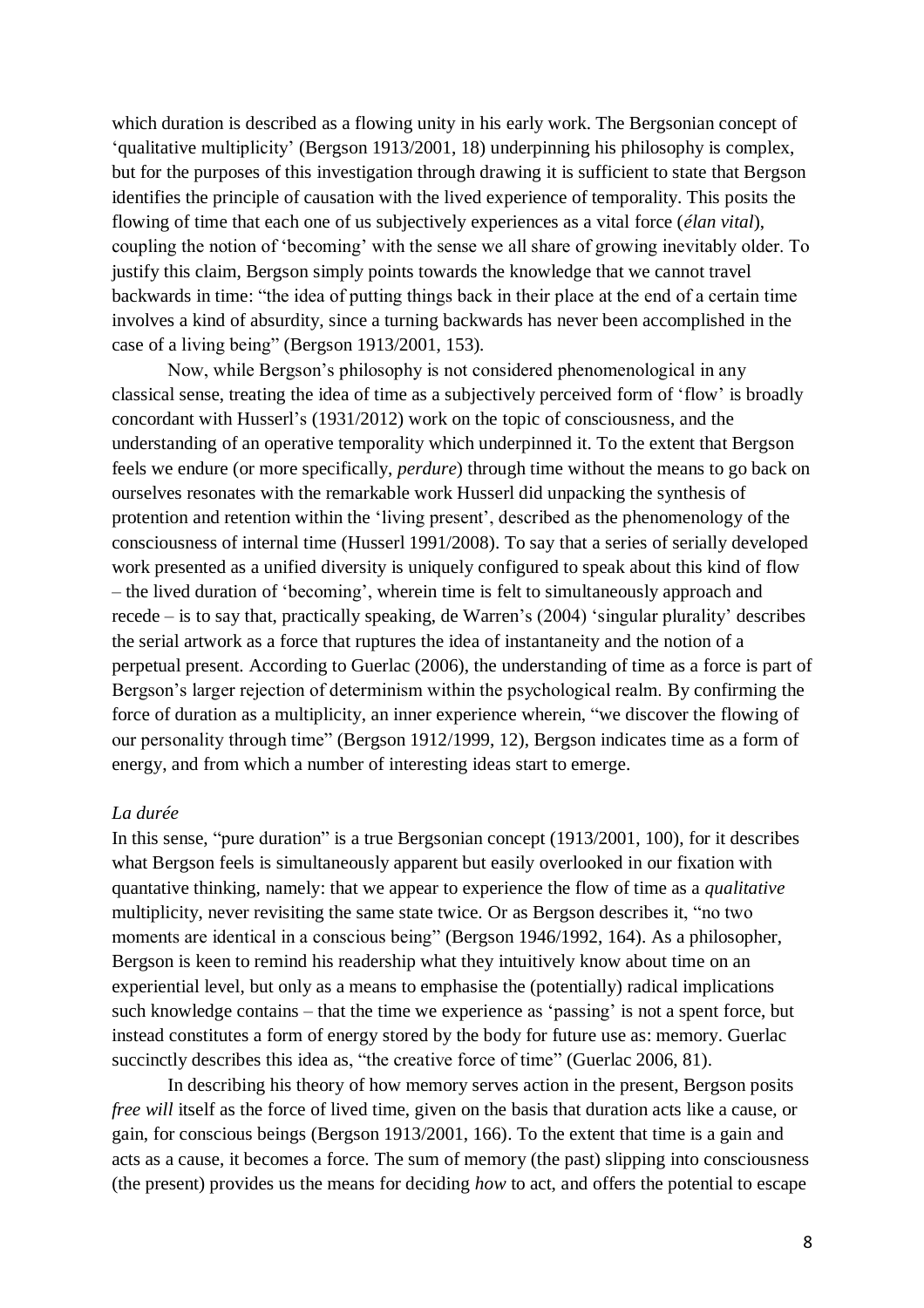which duration is described as a flowing unity in his early work. The Bergsonian concept of 'qualitative multiplicity' (Bergson 1913/2001, 18) underpinning his philosophy is complex, but for the purposes of this investigation through drawing it is sufficient to state that Bergson identifies the principle of causation with the lived experience of temporality. This posits the flowing of time that each one of us subjectively experiences as a vital force (*élan vital*), coupling the notion of 'becoming' with the sense we all share of growing inevitably older. To justify this claim, Bergson simply points towards the knowledge that we cannot travel backwards in time: "the idea of putting things back in their place at the end of a certain time involves a kind of absurdity, since a turning backwards has never been accomplished in the case of a living being" (Bergson 1913/2001, 153).

Now, while Bergson's philosophy is not considered phenomenological in any classical sense, treating the idea of time as a subjectively perceived form of 'flow' is broadly concordant with Husserl's (1931/2012) work on the topic of consciousness, and the understanding of an operative temporality which underpinned it. To the extent that Bergson feels we endure (or more specifically, *perdure*) through time without the means to go back on ourselves resonates with the remarkable work Husserl did unpacking the synthesis of protention and retention within the 'living present', described as the phenomenology of the consciousness of internal time (Husserl 1991/2008). To say that a series of serially developed work presented as a unified diversity is uniquely configured to speak about this kind of flow – the lived duration of 'becoming', wherein time is felt to simultaneously approach and recede – is to say that, practically speaking, de Warren's (2004) 'singular plurality' describes the serial artwork as a force that ruptures the idea of instantaneity and the notion of a perpetual present. According to Guerlac (2006), the understanding of time as a force is part of Bergson's larger rejection of determinism within the psychological realm. By confirming the force of duration as a multiplicity, an inner experience wherein, "we discover the flowing of our personality through time" (Bergson 1912/1999, 12), Bergson indicates time as a form of energy, and from which a number of interesting ideas start to emerge.

*La durée*

In this sense, "pure duration" is a true Bergsonian concept (1913/2001, 100), for it describes what Bergson feels is simultaneously apparent but easily overlooked in our fixation with quantative thinking, namely: that we appear to experience the flow of time as a *qualitative* multiplicity, never revisiting the same state twice. Or as Bergson describes it, "no two moments are identical in a conscious being" (Bergson 1946/1992, 164). As a philosopher, Bergson is keen to remind his readership what they intuitively know about time on an experiential level, but only as a means to emphasise the (potentially) radical implications such knowledge contains – that the time we experience as 'passing' is not a spent force, but instead constitutes a form of energy stored by the body for future use as: memory. Guerlac succinctly describes this idea as, "the creative force of time" (Guerlac 2006, 81).

In describing his theory of how memory serves action in the present, Bergson posits *free will* itself as the force of lived time, given on the basis that duration acts like a cause, or gain, for conscious beings (Bergson 1913/2001, 166). To the extent that time is a gain and acts as a cause, it becomes a force. The sum of memory (the past) slipping into consciousness (the present) provides us the means for deciding *how* to act, and offers the potential to escape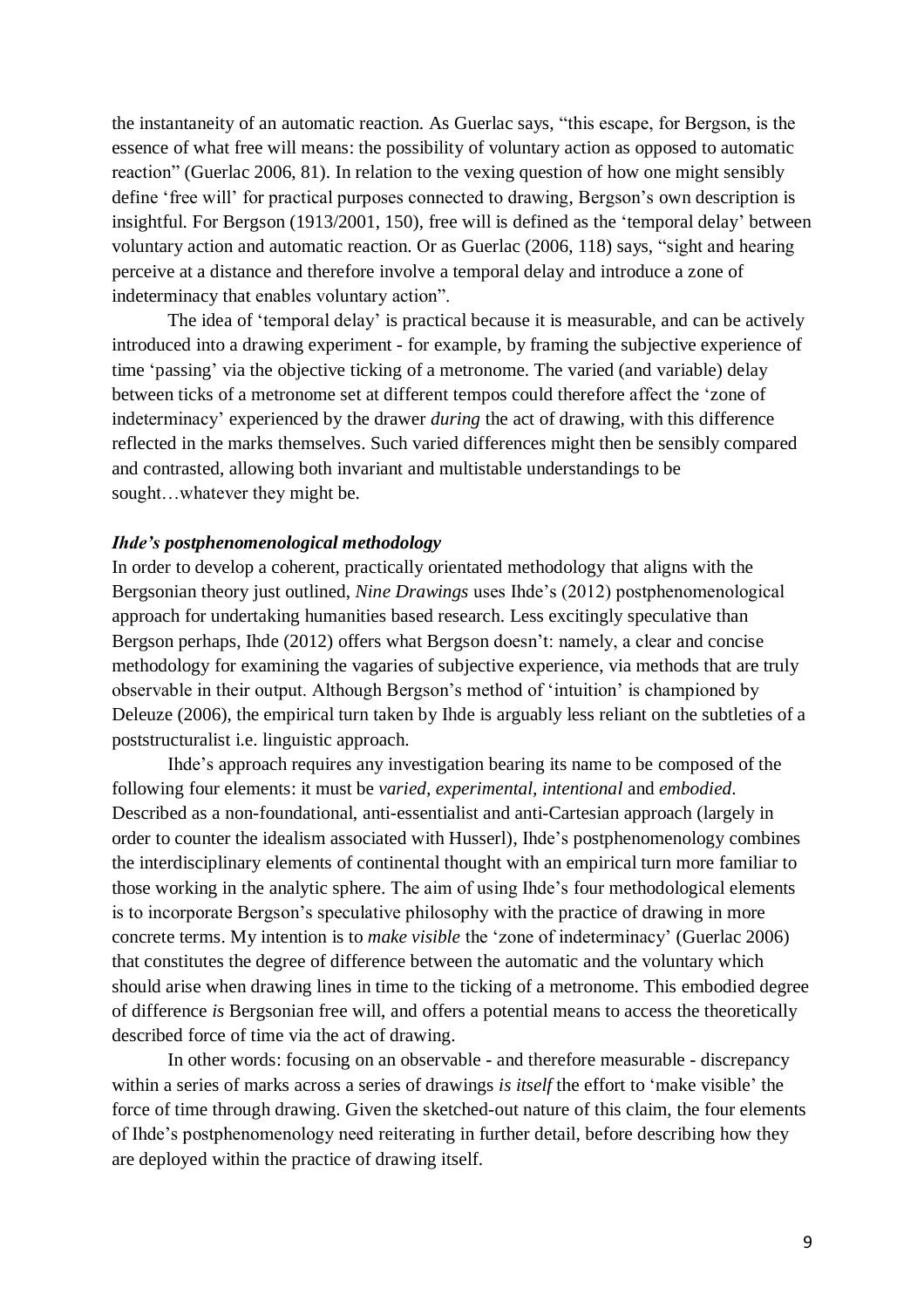the instantaneity of an automatic reaction. As Guerlac says, "this escape, for Bergson, is the essence of what free will means: the possibility of voluntary action as opposed to automatic reaction" (Guerlac 2006, 81). In relation to the vexing question of how one might sensibly define 'free will' for practical purposes connected to drawing, Bergson's own description is insightful. For Bergson (1913/2001, 150), free will is defined as the 'temporal delay' between voluntary action and automatic reaction. Or as Guerlac (2006, 118) says, "sight and hearing perceive at a distance and therefore involve a temporal delay and introduce a zone of indeterminacy that enables voluntary action".

The idea of 'temporal delay' is practical because it is measurable, and can be actively introduced into a drawing experiment - for example, by framing the subjective experience of time 'passing' via the objective ticking of a metronome. The varied (and variable) delay between ticks of a metronome set at different tempos could therefore affect the 'zone of indeterminacy' experienced by the drawer *during* the act of drawing, with this difference reflected in the marks themselves. Such varied differences might then be sensibly compared and contrasted, allowing both invariant and multistable understandings to be sought…whatever they might be.

### *Ihde's postphenomenological methodology*

In order to develop a coherent, practically orientated methodology that aligns with the Bergsonian theory just outlined, *Nine Drawings* uses Ihde's (2012) postphenomenological approach for undertaking humanities based research. Less excitingly speculative than Bergson perhaps, Ihde (2012) offers what Bergson doesn't: namely, a clear and concise methodology for examining the vagaries of subjective experience, via methods that are truly observable in their output. Although Bergson's method of 'intuition' is championed by Deleuze (2006), the empirical turn taken by Ihde is arguably less reliant on the subtleties of a poststructuralist i.e. linguistic approach.

Ihde's approach requires any investigation bearing its name to be composed of the following four elements: it must be *varied, experimental, intentional* and *embodied*. Described as a non-foundational, anti-essentialist and anti-Cartesian approach (largely in order to counter the idealism associated with Husserl), Ihde's postphenomenology combines the interdisciplinary elements of continental thought with an empirical turn more familiar to those working in the analytic sphere. The aim of using Ihde's four methodological elements is to incorporate Bergson's speculative philosophy with the practice of drawing in more concrete terms. My intention is to *make visible* the 'zone of indeterminacy' (Guerlac 2006) that constitutes the degree of difference between the automatic and the voluntary which should arise when drawing lines in time to the ticking of a metronome. This embodied degree of difference *is* Bergsonian free will, and offers a potential means to access the theoretically described force of time via the act of drawing.

In other words: focusing on an observable - and therefore measurable - discrepancy within a series of marks across a series of drawings *is itself* the effort to 'make visible' the force of time through drawing. Given the sketched-out nature of this claim, the four elements of Ihde's postphenomenology need reiterating in further detail, before describing how they are deployed within the practice of drawing itself.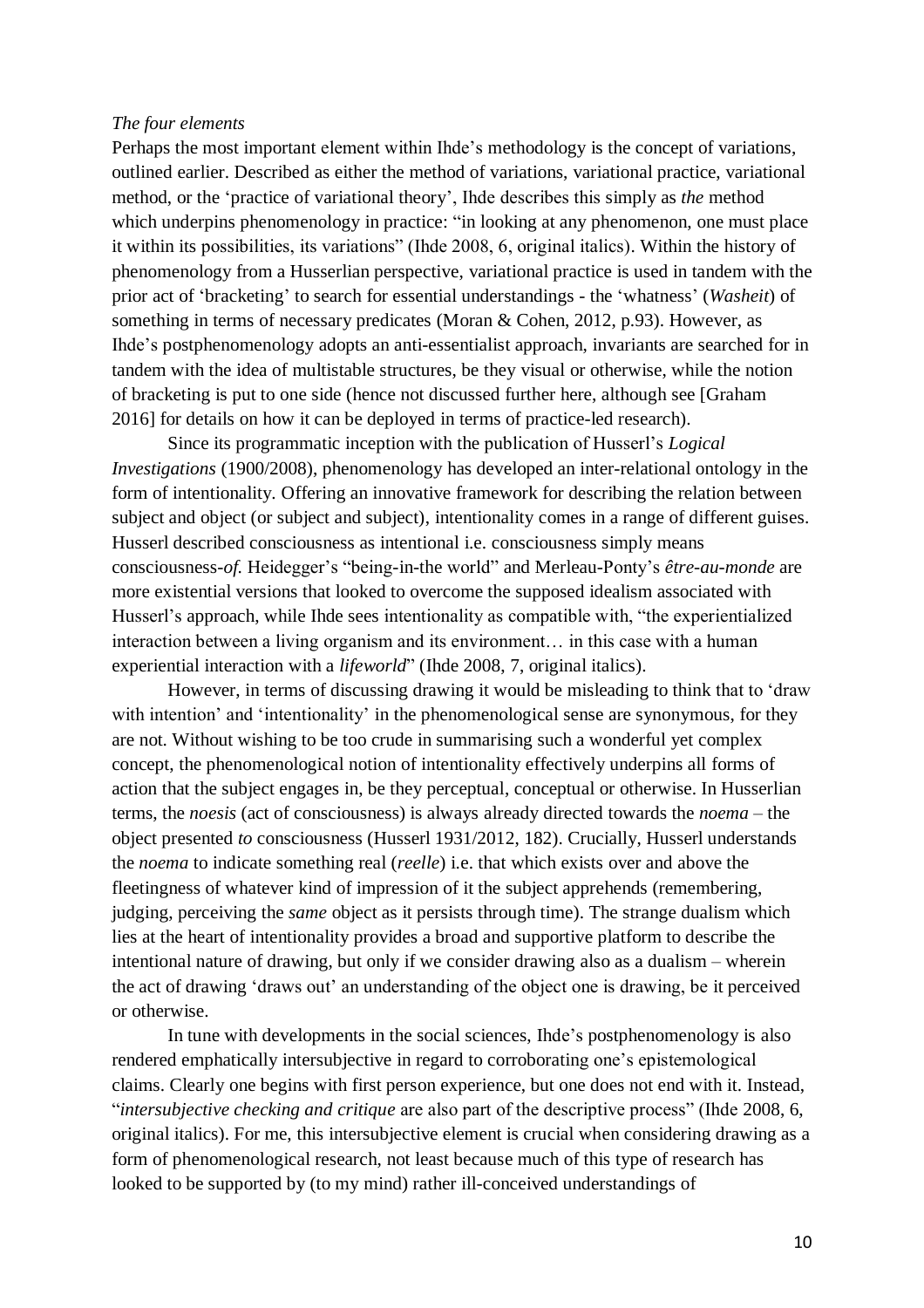*The four elements*

Perhaps the most important element within Ihde's methodology is the concept of variations, outlined earlier. Described as either the method of variations, variational practice, variational method, or the 'practice of variational theory', Ihde describes this simply as *the* method which underpins phenomenology in practice: "in looking at any phenomenon, one must place it within its possibilities, its variations" (Ihde 2008, 6, original italics). Within the history of phenomenology from a Husserlian perspective, variational practice is used in tandem with the prior act of 'bracketing' to search for essential understandings - the 'whatness' (*Washeit*) of something in terms of necessary predicates (Moran & Cohen, 2012, p.93). However, as Ihde's postphenomenology adopts an anti-essentialist approach, invariants are searched for in tandem with the idea of multistable structures, be they visual or otherwise, while the notion of bracketing is put to one side (hence not discussed further here, although see [Graham 2016] for details on how it can be deployed in terms of practice-led research).

Since its programmatic inception with the publication of Husserl's *Logical Investigations* (1900/2008), phenomenology has developed an inter-relational ontology in the form of intentionality. Offering an innovative framework for describing the relation between subject and object (or subject and subject), intentionality comes in a range of different guises. Husserl described consciousness as intentional i.e. consciousness simply means consciousness-*of.* Heidegger's "being-in-the world" and Merleau-Ponty's *être-au-monde* are more existential versions that looked to overcome the supposed idealism associated with Husserl's approach, while Ihde sees intentionality as compatible with, "the experientialized interaction between a living organism and its environment… in this case with a human experiential interaction with a *lifeworld*" (Ihde 2008, 7, original italics).

However, in terms of discussing drawing it would be misleading to think that to 'draw with intention' and 'intentionality' in the phenomenological sense are synonymous, for they are not. Without wishing to be too crude in summarising such a wonderful yet complex concept, the phenomenological notion of intentionality effectively underpins all forms of action that the subject engages in, be they perceptual, conceptual or otherwise. In Husserlian terms, the *noesis* (act of consciousness) is always already directed towards the *noema* – the object presented *to* consciousness (Husserl 1931/2012, 182). Crucially, Husserl understands the *noema* to indicate something real (*reelle*) i.e. that which exists over and above the fleetingness of whatever kind of impression of it the subject apprehends (remembering, judging, perceiving the *same* object as it persists through time). The strange dualism which lies at the heart of intentionality provides a broad and supportive platform to describe the intentional nature of drawing, but only if we consider drawing also as a dualism – wherein the act of drawing 'draws out' an understanding of the object one is drawing, be it perceived or otherwise.

In tune with developments in the social sciences, Ihde's postphenomenology is also rendered emphatically intersubjective in regard to corroborating one's epistemological claims. Clearly one begins with first person experience, but one does not end with it. Instead, "*intersubjective checking and critique* are also part of the descriptive process" (Ihde 2008, 6, original italics). For me, this intersubjective element is crucial when considering drawing as a form of phenomenological research, not least because much of this type of research has looked to be supported by (to my mind) rather ill-conceived understandings of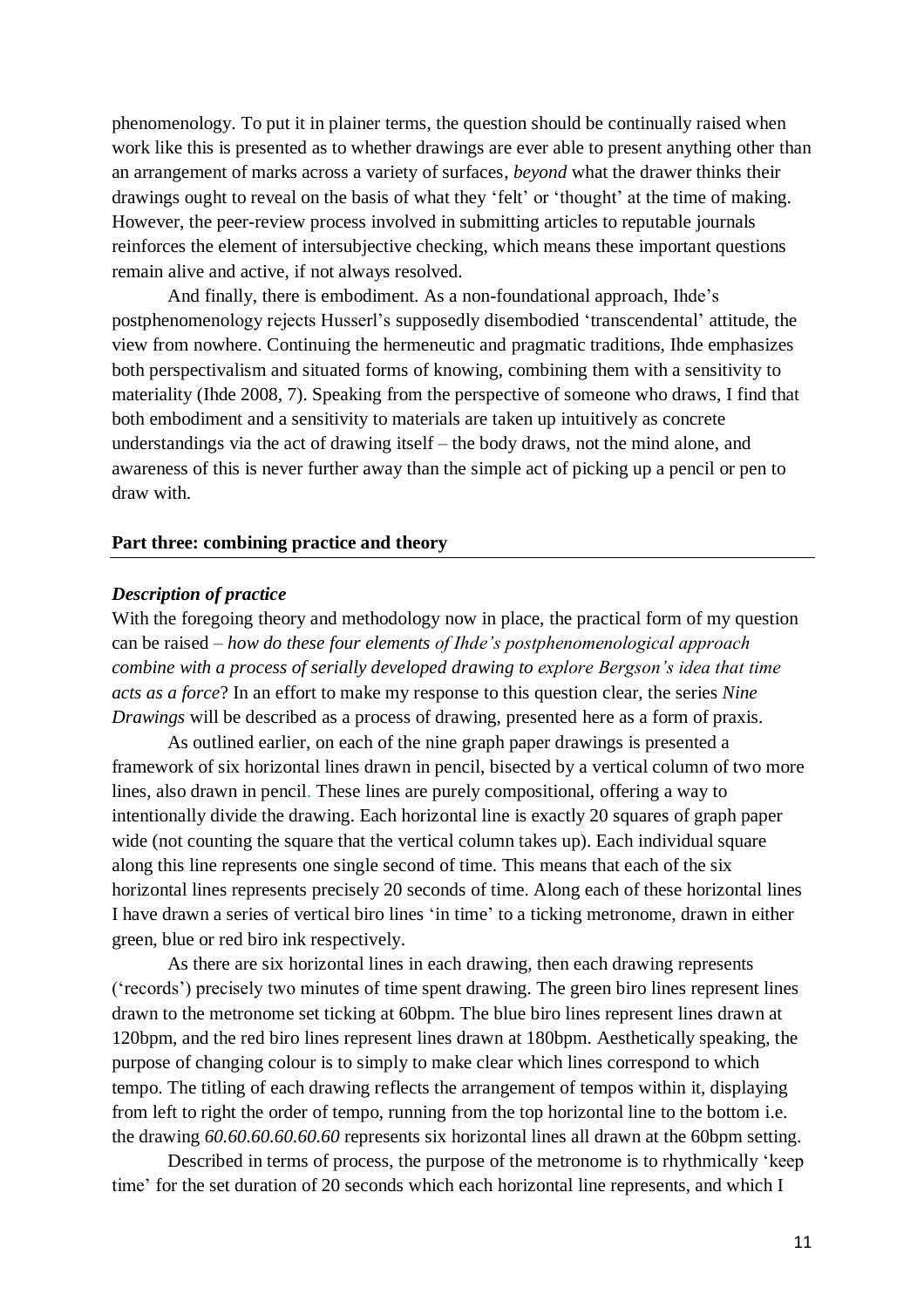phenomenology. To put it in plainer terms, the question should be continually raised when work like this is presented as to whether drawings are ever able to present anything other than an arrangement of marks across a variety of surfaces, *beyond* what the drawer thinks their drawings ought to reveal on the basis of what they 'felt' or 'thought' at the time of making. However, the peer-review process involved in submitting articles to reputable journals reinforces the element of intersubjective checking, which means these important questions remain alive and active, if not always resolved.

And finally, there is embodiment. As a non-foundational approach, Ihde's postphenomenology rejects Husserl's supposedly disembodied 'transcendental' attitude, the view from nowhere. Continuing the hermeneutic and pragmatic traditions, Ihde emphasizes both perspectivalism and situated forms of knowing, combining them with a sensitivity to materiality (Ihde 2008, 7). Speaking from the perspective of someone who draws, I find that both embodiment and a sensitivity to materials are taken up intuitively as concrete understandings via the act of drawing itself – the body draws, not the mind alone, and awareness of this is never further away than the simple act of picking up a pencil or pen to draw with.

## Part three: combining practice and theory

### *Description of practice*

With the foregoing theory and methodology now in place, the practical form of my question can be raised – *how do these four elements of Ihde's postphenomenological approach combine with a process of serially developed drawing to explore Bergson's idea that time acts as a force*? In an effort to make my response to this question clear, the series *Nine Drawings* will be described as a process of drawing, presented here as a form of praxis.

As outlined earlier, on each of the nine graph paper drawings is presented a framework of six horizontal lines drawn in pencil, bisected by a vertical column of two more lines, also drawn in pencil. These lines are purely compositional, offering a way to intentionally divide the drawing. Each horizontal line is exactly 20 squares of graph paper wide (not counting the square that the vertical column takes up). Each individual square along this line represents one single second of time. This means that each of the six horizontal lines represents precisely 20 seconds of time. Along each of these horizontal lines I have drawn a series of vertical biro lines 'in time' to a ticking metronome, drawn in either green, blue or red biro ink respectively.

As there are six horizontal lines in each drawing, then each drawing represents ('records') precisely two minutes of time spent drawing. The green biro lines represent lines drawn to the metronome set ticking at 60bpm. The blue biro lines represent lines drawn at 120bpm, and the red biro lines represent lines drawn at 180bpm. Aesthetically speaking, the purpose of changing colour is to simply to make clear which lines correspond to which tempo. The titling of each drawing reflects the arrangement of tempos within it, displaying from left to right the order of tempo, running from the top horizontal line to the bottom i.e. the drawing *60.60.60.60.60.60* represents six horizontal lines all drawn at the 60bpm setting.

Described in terms of process, the purpose of the metronome is to rhythmically 'keep time' for the set duration of 20 seconds which each horizontal line represents, and which I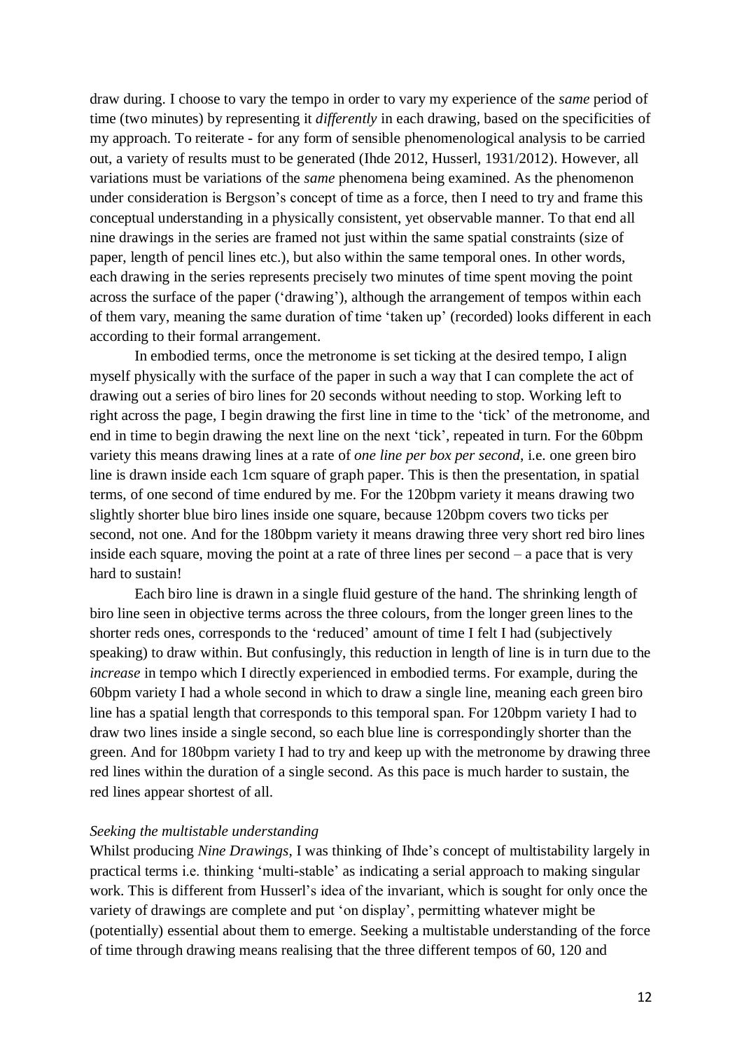draw during. I choose to vary the tempo in order to vary my experience of the *same* period of time (two minutes) by representing it *differently* in each drawing, based on the specificities of my approach. To reiterate - for any form of sensible phenomenological analysis to be carried out, a variety of results must to be generated (Ihde 2012, Husserl, 1931/2012). However, all variations must be variations of the *same* phenomena being examined. As the phenomenon under consideration is Bergson's concept of time as a force, then I need to try and frame this conceptual understanding in a physically consistent, yet observable manner. To that end all nine drawings in the series are framed not just within the same spatial constraints (size of paper, length of pencil lines etc.), but also within the same temporal ones. In other words, each drawing in the series represents precisely two minutes of time spent moving the point across the surface of the paper ('drawing'), although the arrangement of tempos within each of them vary, meaning the same duration of time 'taken up' (recorded) looks different in each according to their formal arrangement.

In embodied terms, once the metronome is set ticking at the desired tempo, I align myself physically with the surface of the paper in such a way that I can complete the act of drawing out a series of biro lines for 20 seconds without needing to stop. Working left to right across the page, I begin drawing the first line in time to the 'tick' of the metronome, and end in time to begin drawing the next line on the next 'tick', repeated in turn. For the 60bpm variety this means drawing lines at a rate of *one line per box per second*, i.e. one green biro line is drawn inside each 1cm square of graph paper. This is then the presentation, in spatial terms, of one second of time endured by me. For the 120bpm variety it means drawing two slightly shorter blue biro lines inside one square, because 120bpm covers two ticks per second, not one. And for the 180bpm variety it means drawing three very short red biro lines inside each square, moving the point at a rate of three lines per second – a pace that is very hard to sustain!

Each biro line is drawn in a single fluid gesture of the hand. The shrinking length of biro line seen in objective terms across the three colours, from the longer green lines to the shorter reds ones, corresponds to the 'reduced' amount of time I felt I had (subjectively speaking) to draw within. But confusingly, this reduction in length of line is in turn due to the *increase* in tempo which I directly experienced in embodied terms. For example, during the 60bpm variety I had a whole second in which to draw a single line, meaning each green biro line has a spatial length that corresponds to this temporal span. For 120bpm variety I had to draw two lines inside a single second, so each blue line is correspondingly shorter than the green. And for 180bpm variety I had to try and keep up with the metronome by drawing three red lines within the duration of a single second. As this pace is much harder to sustain, the red lines appear shortest of all.

*Seeking the multistable understanding*

Whilst producing *Nine Drawings*, I was thinking of Ihde's concept of multistability largely in practical terms i.e. thinking 'multi-stable' as indicating a serial approach to making singular work. This is different from Husserl's idea of the invariant, which is sought for only once the variety of drawings are complete and put 'on display', permitting whatever might be (potentially) essential about them to emerge. Seeking a multistable understanding of the force of time through drawing means realising that the three different tempos of 60, 120 and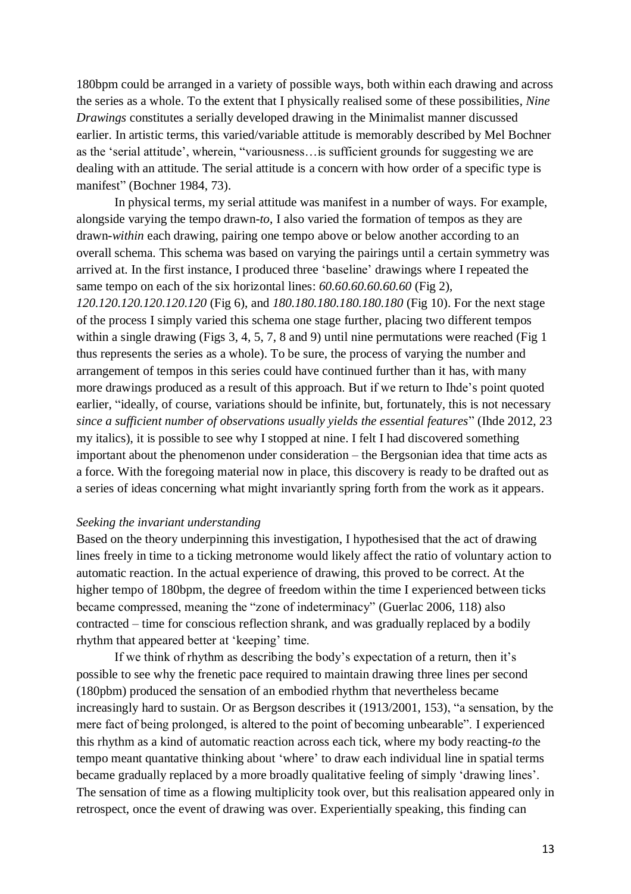180bpm could be arranged in a variety of possible ways, both within each drawing and across the series as a whole. To the extent that I physically realised some of these possibilities, *Nine Drawings* constitutes a serially developed drawing in the Minimalist manner discussed earlier. In artistic terms, this varied/variable attitude is memorably described by Mel Bochner as the 'serial attitude', wherein, "variousness…is sufficient grounds for suggesting we are dealing with an attitude. The serial attitude is a concern with how order of a specific type is manifest" (Bochner 1984, 73).

In physical terms, my serial attitude was manifest in a number of ways. For example, alongside varying the tempo drawn-*to*, I also varied the formation of tempos as they are drawn-*within* each drawing, pairing one tempo above or below another according to an overall schema. This schema was based on varying the pairings until a certain symmetry was arrived at. In the first instance, I produced three 'baseline' drawings where I repeated the same tempo on each of the six horizontal lines: *60.60.60.60.60.60* (Fig 2), *120.120.120.120.120.120* (Fig 6), and *180.180.180.180.180.180* (Fig 10). For the next stage of the process I simply varied this schema one stage further, placing two different tempos within a single drawing (Figs 3, 4, 5, 7, 8 and 9) until nine permutations were reached (Fig 1 thus represents the series as a whole). To be sure, the process of varying the number and arrangement of tempos in this series could have continued further than it has, with many more drawings produced as a result of this approach. But if we return to Ihde's point quoted earlier, "ideally, of course, variations should be infinite, but, fortunately, this is not necessary *since a sufficient number of observations usually yields the essential features*" (Ihde 2012, 23 my italics), it is possible to see why I stopped at nine. I felt I had discovered something important about the phenomenon under consideration – the Bergsonian idea that time acts as a force. With the foregoing material now in place, this discovery is ready to be drafted out as a series of ideas concerning what might invariantly spring forth from the work as it appears.

*Seeking the invariant understanding*

Based on the theory underpinning this investigation, I hypothesised that the act of drawing lines freely in time to a ticking metronome would likely affect the ratio of voluntary action to automatic reaction. In the actual experience of drawing, this proved to be correct. At the higher tempo of 180bpm, the degree of freedom within the time I experienced between ticks became compressed, meaning the "zone of indeterminacy" (Guerlac 2006, 118) also contracted – time for conscious reflection shrank, and was gradually replaced by a bodily rhythm that appeared better at 'keeping' time.

If we think of rhythm as describing the body's expectation of a return, then it's possible to see why the frenetic pace required to maintain drawing three lines per second (180pbm) produced the sensation of an embodied rhythm that nevertheless became increasingly hard to sustain. Or as Bergson describes it (1913/2001, 153), "a sensation, by the mere fact of being prolonged, is altered to the point of becoming unbearable". I experienced this rhythm as a kind of automatic reaction across each tick, where my body reacting-*to* the tempo meant quantative thinking about 'where' to draw each individual line in spatial terms became gradually replaced by a more broadly qualitative feeling of simply 'drawing lines'. The sensation of time as a flowing multiplicity took over, but this realisation appeared only in retrospect, once the event of drawing was over. Experientially speaking, this finding can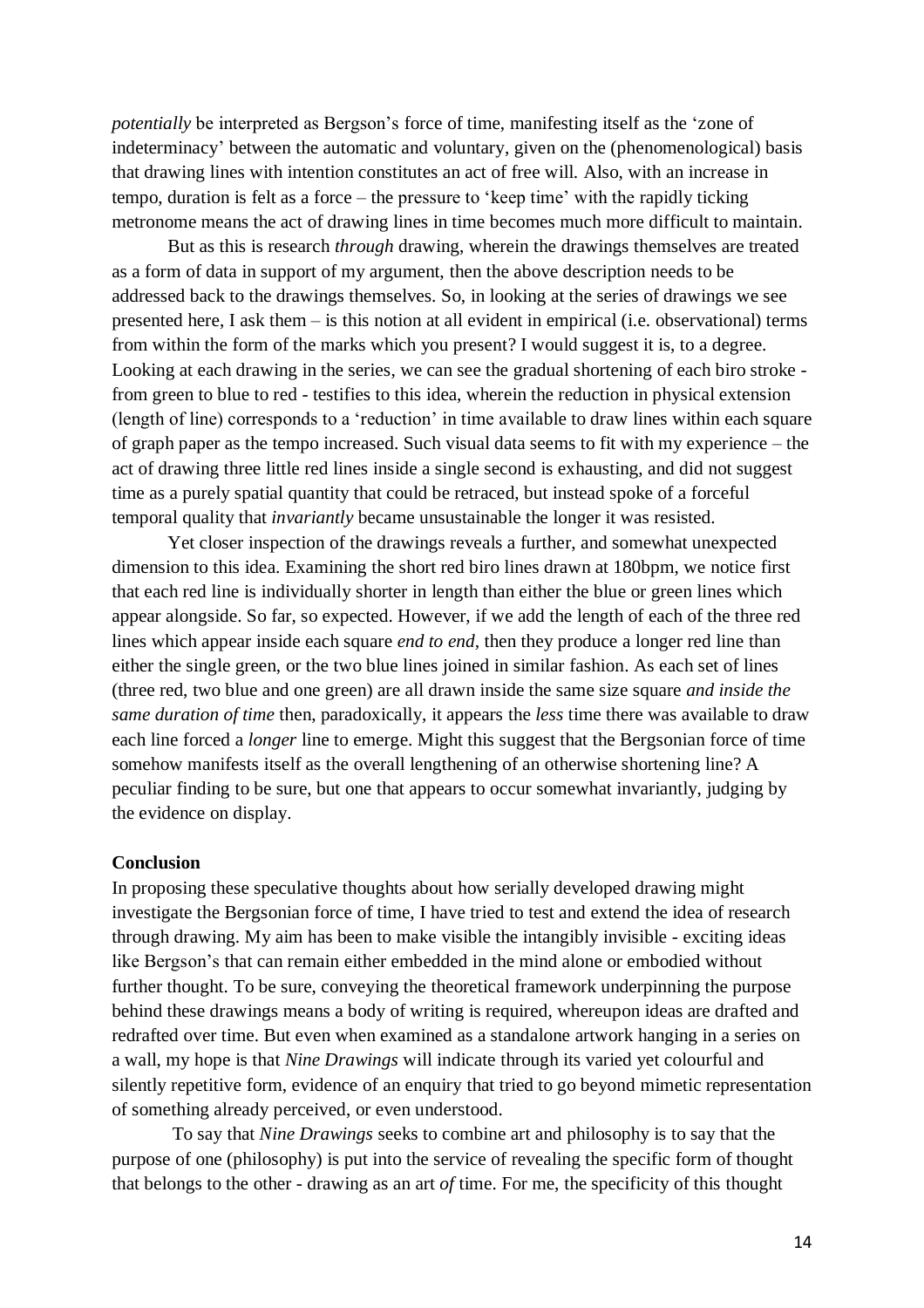*potentially* be interpreted as Bergson's force of time, manifesting itself as the 'zone of indeterminacy' between the automatic and voluntary, given on the (phenomenological) basis that drawing lines with intention constitutes an act of free will. Also, with an increase in tempo, duration is felt as a force – the pressure to 'keep time' with the rapidly ticking metronome means the act of drawing lines in time becomes much more difficult to maintain.

But as this is research *through* drawing, wherein the drawings themselves are treated as a form of data in support of my argument, then the above description needs to be addressed back to the drawings themselves. So, in looking at the series of drawings we see presented here, I ask them – is this notion at all evident in empirical (i.e. observational) terms from within the form of the marks which you present? I would suggest it is, to a degree. Looking at each drawing in the series, we can see the gradual shortening of each biro stroke - from green to blue to red - testifies to this idea, wherein the reduction in physical extension (length of line) corresponds to a 'reduction' in time available to draw lines within each square of graph paper as the tempo increased. Such visual data seems to fit with my experience – the act of drawing three little red lines inside a single second is exhausting, and did not suggest time as a purely spatial quantity that could be retraced, but instead spoke of a forceful temporal quality that *invariantly* became unsustainable the longer it was resisted.

Yet closer inspection of the drawings reveals a further, and somewhat unexpected dimension to this idea. Examining the short red biro lines drawn at 180bpm, we notice first that each red line is individually shorter in length than either the blue or green lines which appear alongside. So far, so expected. However, if we add the length of each of the three red lines which appear inside each square *end to end*, then they produce a longer red line than either the single green, or the two blue lines joined in similar fashion. As each set of lines (three red, two blue and one green) are all drawn inside the same size square *and inside the same duration of time* then, paradoxically, it appears the *less* time there was available to draw each line forced a *longer* line to emerge. Might this suggest that the Bergsonian force of time somehow manifests itself as the overall lengthening of an otherwise shortening line? A peculiar finding to be sure, but one that appears to occur somewhat invariantly, judging by the evidence on display.

**Conclusion**

In proposing these speculative thoughts about how serially developed drawing might investigate the Bergsonian force of time, I have tried to test and extend the idea of research through drawing. My aim has been to make visible the intangibly invisible - exciting ideas like Bergson's that can remain either embedded in the mind alone or embodied without further thought. To be sure, conveying the theoretical framework underpinning the purpose behind these drawings means a body of writing is required, whereupon ideas are drafted and redrafted over time. But even when examined as a standalone artwork hanging in a series on a wall, my hope is that *Nine Drawings* will indicate through its varied yet colourful and silently repetitive form, evidence of an enquiry that tried to go beyond mimetic representation of something already perceived, or even understood.

To say that *Nine Drawings* seeks to combine art and philosophy is to say that the purpose of one (philosophy) is put into the service of revealing the specific form of thought that belongs to the other - drawing as an art *of* time. For me, the specificity of this thought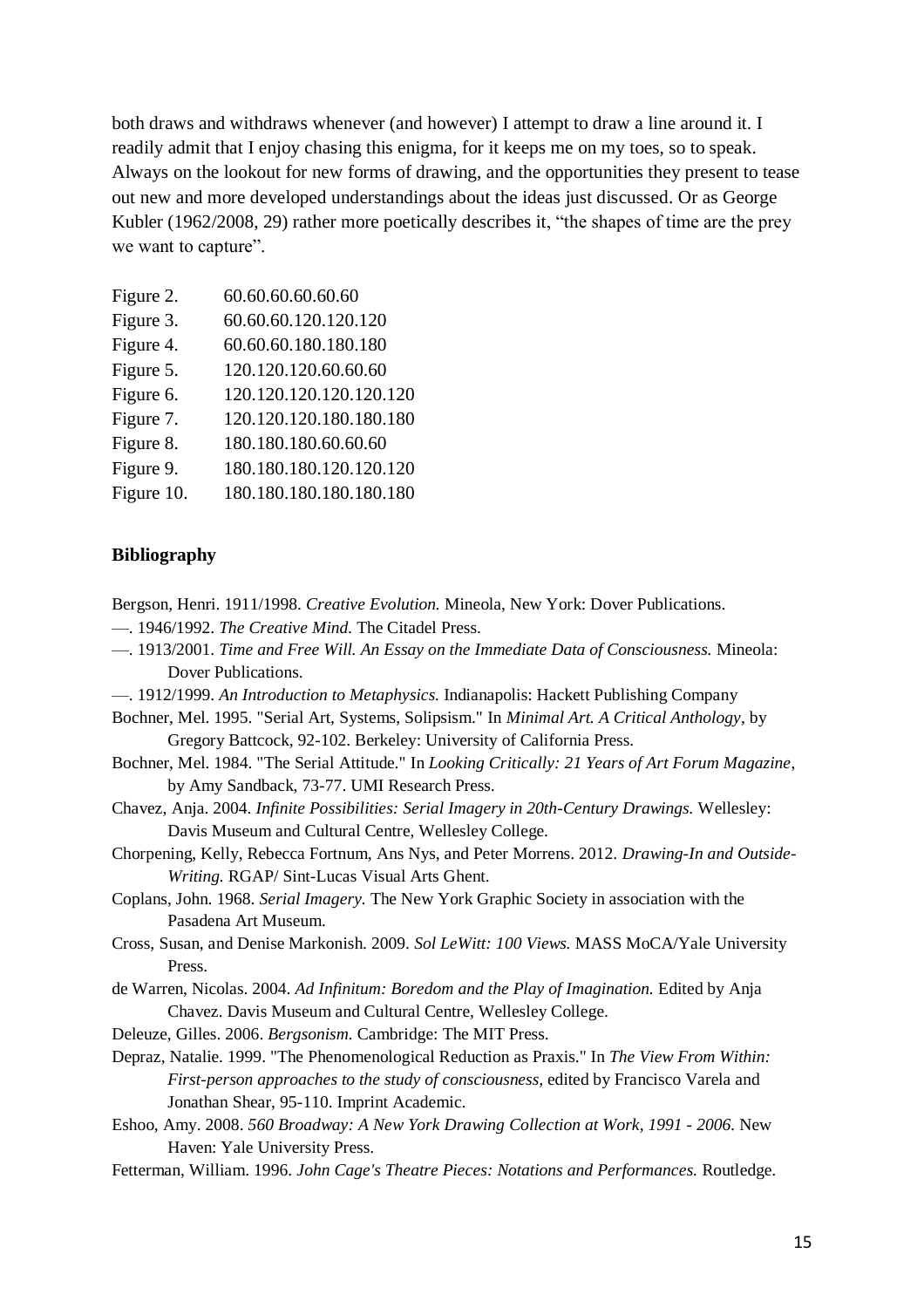both draws and withdraws whenever (and however) I attempt to draw a line around it. I readily admit that I enjoy chasing this enigma, for it keeps me on my toes, so to speak. Always on the lookout for new forms of drawing, and the opportunities they present to tease out new and more developed understandings about the ideas just discussed. Or as George Kubler (1962/2008, 29) rather more poetically describes it, "the shapes of time are the prey we want to capture".

| | |
|---|---|
| Figure 2. | 60.60.60.60.60.60 |
| Figure 3. | 60.60.60.120.120.120 |
| Figure 4. | 60.60.60.180.180.180 |
| Figure 5. | 120.120.120.60.60.60 |
| Figure 6. | 120.120.120.120.120.120 |
| Figure 7. | 120.120.120.180.180.180 |
| Figure 8. | 180.180.180.60.60.60 |
| Figure 9. | 180.180.180.120.120.120 |
| Figure 10. | 180.180.180.180.180.180 |

**Bibliography**

Bergson, Henri. 1911/1998. *Creative Evolution.* Mineola, New York: Dover Publications.

—. 1946/1992. *The Creative Mind.* The Citadel Press.

—. 1913/2001. *Time and Free Will. An Essay on the Immediate Data of Consciousness.* Mineola: Dover Publications.

—. 1912/1999. *An Introduction to Metaphysics.* Indianapolis: Hackett Publishing Company

Bochner, Mel. 1995. "Serial Art, Systems, Solipsism." In *Minimal Art. A Critical Anthology*, by Gregory Battcock, 92-102. Berkeley: University of California Press.

Bochner, Mel. 1984. "The Serial Attitude." In *Looking Critically: 21 Years of Art Forum Magazine*, by Amy Sandback, 73-77. UMI Research Press.

Chavez, Anja. 2004. *Infinite Possibilities: Serial Imagery in 20th-Century Drawings.* Wellesley: Davis Museum and Cultural Centre, Wellesley College.

Chorpening, Kelly, Rebecca Fortnum, Ans Nys, and Peter Morrens. 2012. *Drawing-In and Outside-Writing.* RGAP/ Sint-Lucas Visual Arts Ghent.

Coplans, John. 1968. *Serial Imagery.* The New York Graphic Society in association with the Pasadena Art Museum.

Cross, Susan, and Denise Markonish. 2009. *Sol LeWitt: 100 Views.* MASS MoCA/Yale University Press.

de Warren, Nicolas. 2004. *Ad Infinitum: Boredom and the Play of Imagination.* Edited by Anja Chavez. Davis Museum and Cultural Centre, Wellesley College.

Deleuze, Gilles. 2006. *Bergsonism.* Cambridge: The MIT Press.

Depraz, Natalie. 1999. "The Phenomenological Reduction as Praxis." In *The View From Within: First-person approaches to the study of consciousness*, edited by Francisco Varela and Jonathan Shear, 95-110. Imprint Academic.

Eshoo, Amy. 2008. *560 Broadway: A New York Drawing Collection at Work, 1991 - 2006.* New Haven: Yale University Press.

Fetterman, William. 1996. *John Cage's Theatre Pieces: Notations and Performances.* Routledge.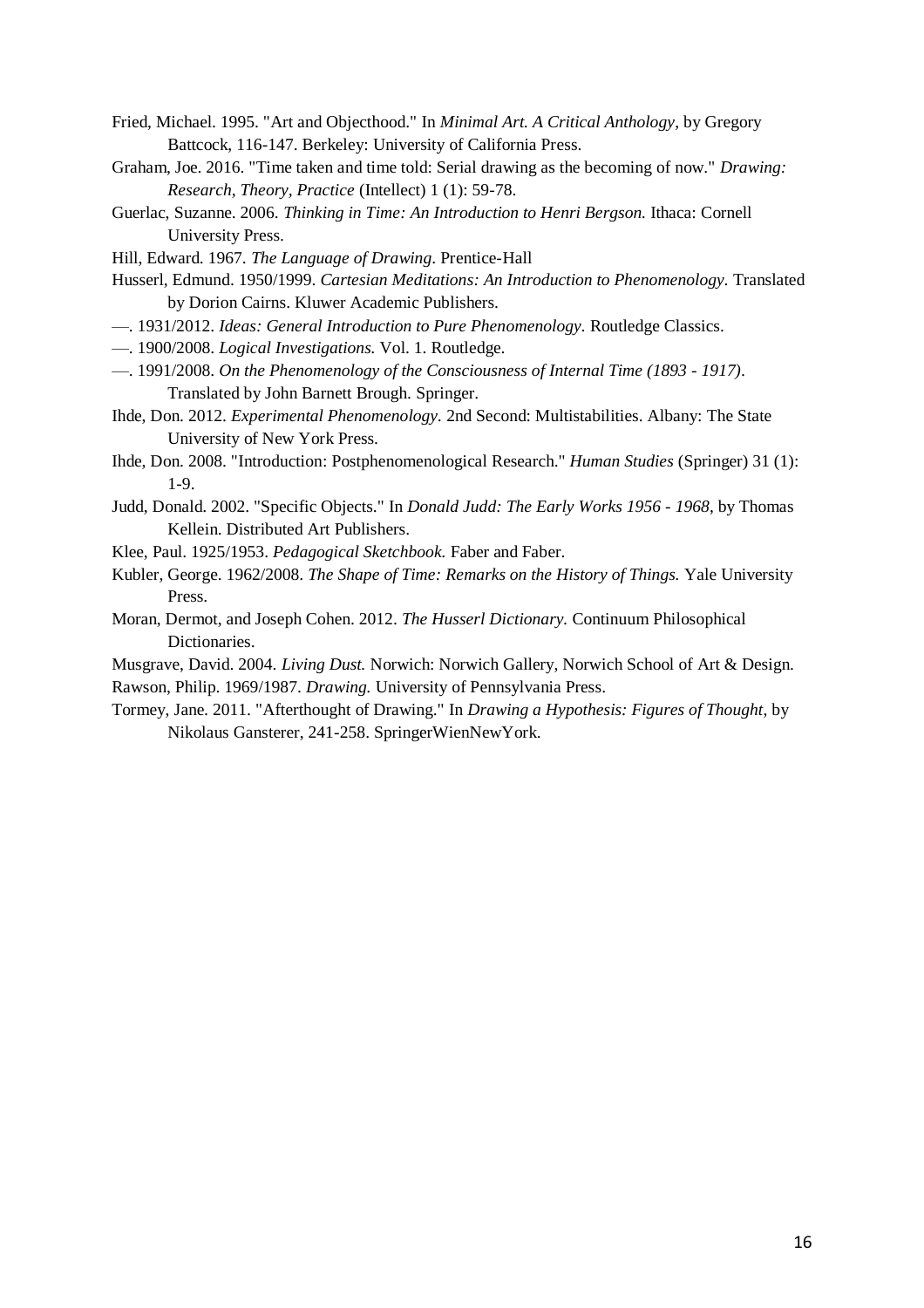Fried, Michael. 1995. "Art and Objecthood." In *Minimal Art. A Critical Anthology*, by Gregory Battcock, 116-147. Berkeley: University of California Press.

Graham, Joe. 2016. "Time taken and time told: Serial drawing as the becoming of now." *Drawing: Research, Theory, Practice* (Intellect) 1 (1): 59-78.

Guerlac, Suzanne. 2006. *Thinking in Time: An Introduction to Henri Bergson.* Ithaca: Cornell University Press.

Hill, Edward. 1967. *The Language of Drawing*. Prentice-Hall

Husserl, Edmund. 1950/1999. *Cartesian Meditations: An Introduction to Phenomenology.* Translated by Dorion Cairns. Kluwer Academic Publishers.

—. 1931/2012. *Ideas: General Introduction to Pure Phenomenology.* Routledge Classics.

—. 1900/2008. *Logical Investigations.* Vol. 1. Routledge.

—. 1991/2008. *On the Phenomenology of the Consciousness of Internal Time (1893 - 1917).* Translated by John Barnett Brough. Springer.

Ihde, Don. 2012. *Experimental Phenomenology.* 2nd Second: Multistabilities. Albany: The State University of New York Press.

Ihde, Don. 2008. "Introduction: Postphenomenological Research." *Human Studies* (Springer) 31 (1): 1-9.

Judd, Donald. 2002. "Specific Objects." In *Donald Judd: The Early Works 1956 - 1968*, by Thomas Kellein. Distributed Art Publishers.

Klee, Paul. 1925/1953. *Pedagogical Sketchbook.* Faber and Faber.

Kubler, George. 1962/2008. *The Shape of Time: Remarks on the History of Things.* Yale University Press.

Moran, Dermot, and Joseph Cohen. 2012. *The Husserl Dictionary.* Continuum Philosophical Dictionaries.

Musgrave, David. 2004. *Living Dust.* Norwich: Norwich Gallery, Norwich School of Art & Design.

Rawson, Philip. 1969/1987. *Drawing.* University of Pennsylvania Press.

Tormey, Jane. 2011. "Afterthought of Drawing." In *Drawing a Hypothesis: Figures of Thought*, by Nikolaus Gansterer, 241-258. SpringerWienNewYork.